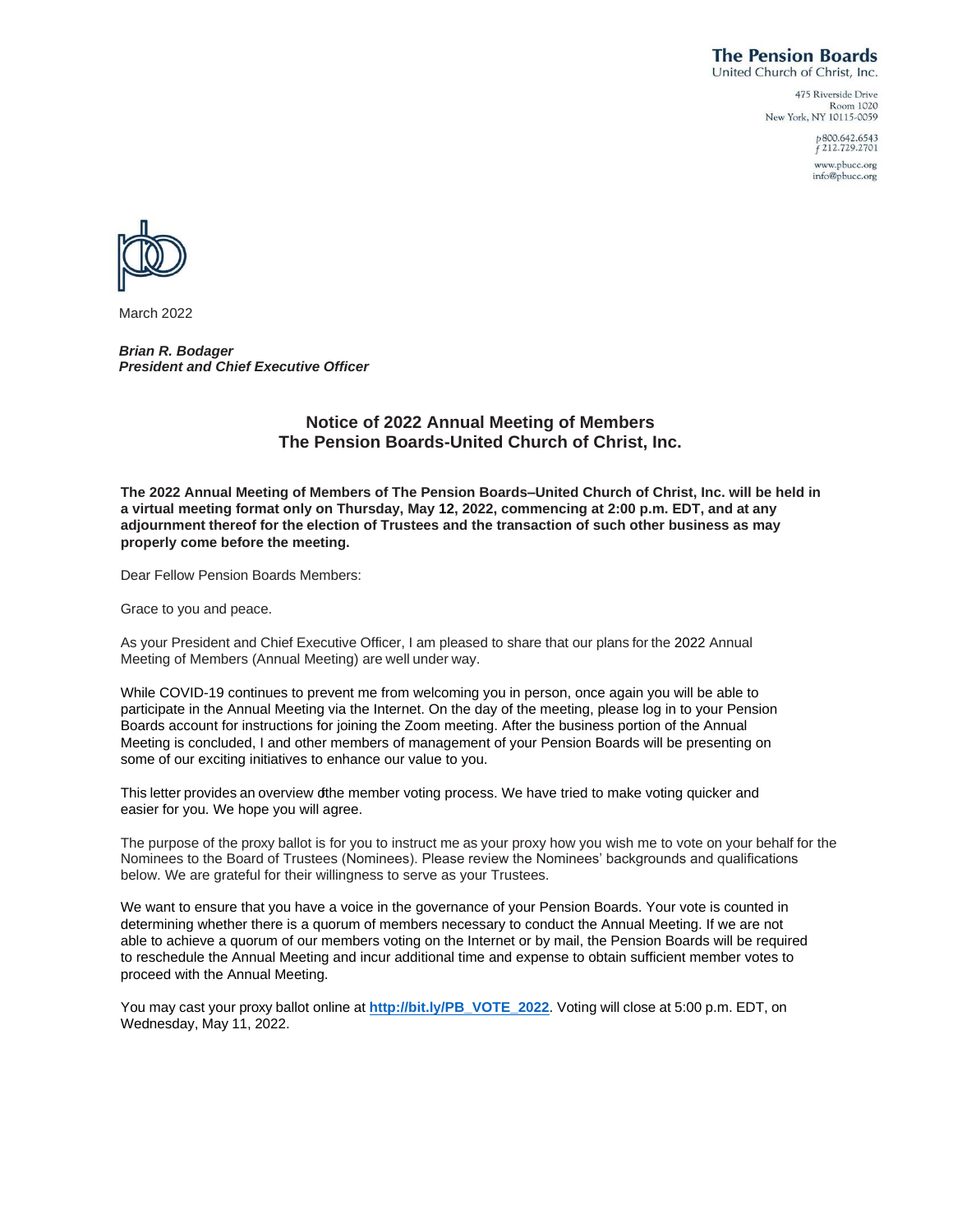**The Pension Boards**
United Church of Christ, Inc.

475 Riverside Drive
Room 1020
New York, NY 10115-0059

p 800.642.6543
f 212.729.2701

www.pbucc.org
info@pbucc.org

March 2022

***Brian R. Bodager***
***President and Chief Executive Officer***

## Notice of 2022 Annual Meeting of Members
## The Pension Boards-United Church of Christ, Inc.

**The 2022 Annual Meeting of Members of The Pension Boards–United Church of Christ, Inc. will be held in a virtual meeting format only on Thursday, May 12, 2022, commencing at 2:00 p.m. EDT, and at any adjournment thereof for the election of Trustees and the transaction of such other business as may properly come before the meeting.**

Dear Fellow Pension Boards Members:

Grace to you and peace.

As your President and Chief Executive Officer, I am pleased to share that our plans for the 2022 Annual Meeting of Members (Annual Meeting) are well under way.

While COVID-19 continues to prevent me from welcoming you in person, once again you will be able to participate in the Annual Meeting via the Internet. On the day of the meeting, please log in to your Pension Boards account for instructions for joining the Zoom meeting. After the business portion of the Annual Meeting is concluded, I and other members of management of your Pension Boards will be presenting on some of our exciting initiatives to enhance our value to you.

This letter provides an overview of the member voting process. We have tried to make voting quicker and easier for you. We hope you will agree.

The purpose of the proxy ballot is for you to instruct me as your proxy how you wish me to vote on your behalf for the Nominees to the Board of Trustees (Nominees). Please review the Nominees' backgrounds and qualifications below. We are grateful for their willingness to serve as your Trustees.

We want to ensure that you have a voice in the governance of your Pension Boards. Your vote is counted in determining whether there is a quorum of members necessary to conduct the Annual Meeting. If we are not able to achieve a quorum of our members voting on the Internet or by mail, the Pension Boards will be required to reschedule the Annual Meeting and incur additional time and expense to obtain sufficient member votes to proceed with the Annual Meeting.

You may cast your proxy ballot online at **http://bit.ly/PB_VOTE_2022**. Voting will close at 5:00 p.m. EDT, on Wednesday, May 11, 2022.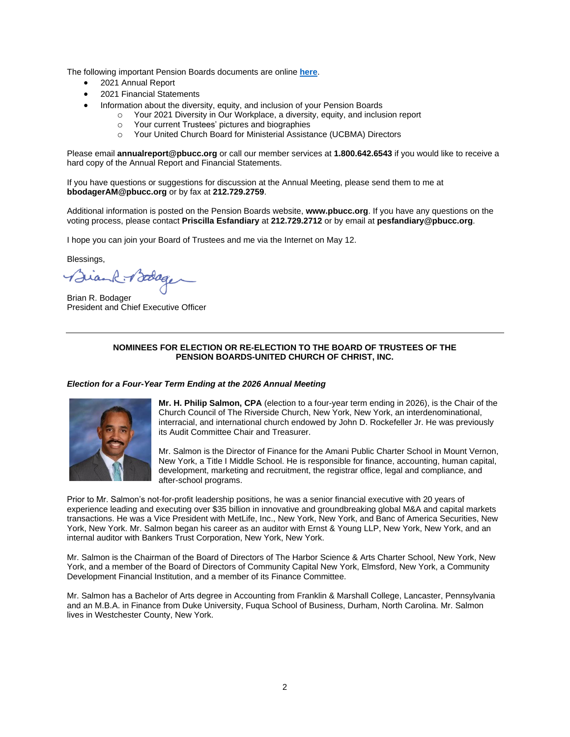The following important Pension Boards documents are online **here**.

- 2021 Annual Report
- 2021 Financial Statements
- Information about the diversity, equity, and inclusion of your Pension Boards
  - Your 2021 Diversity in Our Workplace, a diversity, equity, and inclusion report
  - Your current Trustees' pictures and biographies
  - Your United Church Board for Ministerial Assistance (UCBMA) Directors

Please email **annualreport@pbucc.org** or call our member services at **1.800.642.6543** if you would like to receive a hard copy of the Annual Report and Financial Statements.

If you have questions or suggestions for discussion at the Annual Meeting, please send them to me at **bbodagerAM@pbucc.org** or by fax at **212.729.2759**.

Additional information is posted on the Pension Boards website, **www.pbucc.org**. If you have any questions on the voting process, please contact **Priscilla Esfandiary** at **212.729.2712** or by email at **pesfandiary@pbucc.org**.

I hope you can join your Board of Trustees and me via the Internet on May 12.

Blessings,

Brian R. Bodager
President and Chief Executive Officer

---

**NOMINEES FOR ELECTION OR RE-ELECTION TO THE BOARD OF TRUSTEES OF THE PENSION BOARDS-UNITED CHURCH OF CHRIST, INC.**

***Election for a Four-Year Term Ending at the 2026 Annual Meeting***

**Mr. H. Philip Salmon, CPA** (election to a four-year term ending in 2026), is the Chair of the Church Council of The Riverside Church, New York, New York, an interdenominational, interracial, and international church endowed by John D. Rockefeller Jr. He was previously its Audit Committee Chair and Treasurer.

Mr. Salmon is the Director of Finance for the Amani Public Charter School in Mount Vernon, New York, a Title I Middle School. He is responsible for finance, accounting, human capital, development, marketing and recruitment, the registrar office, legal and compliance, and after-school programs.

Prior to Mr. Salmon's not-for-profit leadership positions, he was a senior financial executive with 20 years of experience leading and executing over $35 billion in innovative and groundbreaking global M&A and capital markets transactions. He was a Vice President with MetLife, Inc., New York, New York, and Banc of America Securities, New York, New York. Mr. Salmon began his career as an auditor with Ernst & Young LLP, New York, New York, and an internal auditor with Bankers Trust Corporation, New York, New York.

Mr. Salmon is the Chairman of the Board of Directors of The Harbor Science & Arts Charter School, New York, New York, and a member of the Board of Directors of Community Capital New York, Elmsford, New York, a Community Development Financial Institution, and a member of its Finance Committee.

Mr. Salmon has a Bachelor of Arts degree in Accounting from Franklin & Marshall College, Lancaster, Pennsylvania and an M.B.A. in Finance from Duke University, Fuqua School of Business, Durham, North Carolina. Mr. Salmon lives in Westchester County, New York.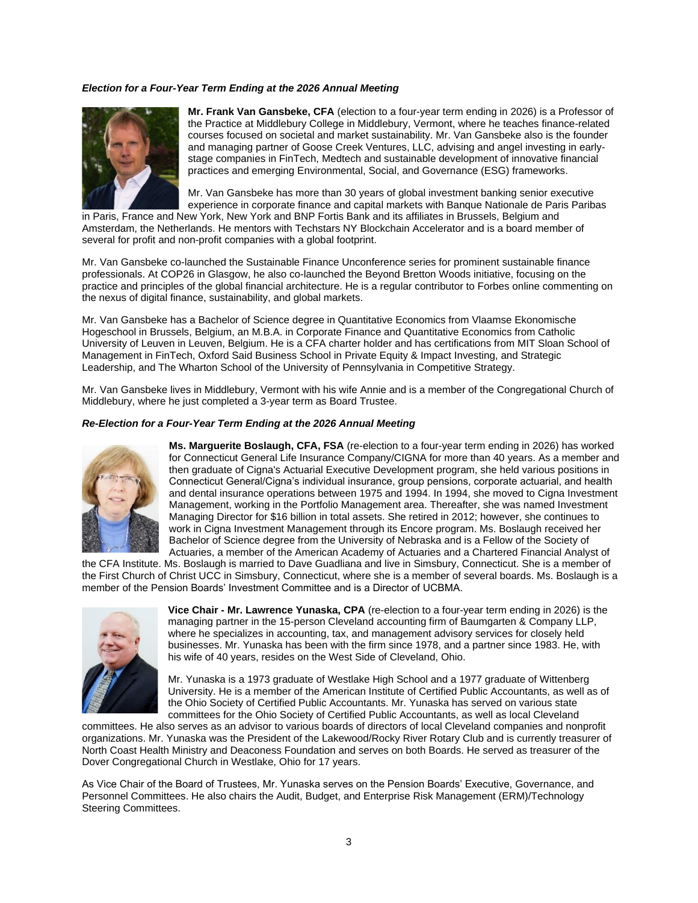***Election for a Four-Year Term Ending at the 2026 Annual Meeting***

**Mr. Frank Van Gansbeke, CFA** (election to a four-year term ending in 2026) is a Professor of the Practice at Middlebury College in Middlebury, Vermont, where he teaches finance-related courses focused on societal and market sustainability. Mr. Van Gansbeke also is the founder and managing partner of Goose Creek Ventures, LLC, advising and angel investing in early-stage companies in FinTech, Medtech and sustainable development of innovative financial practices and emerging Environmental, Social, and Governance (ESG) frameworks.

Mr. Van Gansbeke has more than 30 years of global investment banking senior executive experience in corporate finance and capital markets with Banque Nationale de Paris Paribas in Paris, France and New York, New York and BNP Fortis Bank and its affiliates in Brussels, Belgium and Amsterdam, the Netherlands. He mentors with Techstars NY Blockchain Accelerator and is a board member of several for profit and non-profit companies with a global footprint.

Mr. Van Gansbeke co-launched the Sustainable Finance Unconference series for prominent sustainable finance professionals. At COP26 in Glasgow, he also co-launched the Beyond Bretton Woods initiative, focusing on the practice and principles of the global financial architecture. He is a regular contributor to Forbes online commenting on the nexus of digital finance, sustainability, and global markets.

Mr. Van Gansbeke has a Bachelor of Science degree in Quantitative Economics from Vlaamse Ekonomische Hogeschool in Brussels, Belgium, an M.B.A. in Corporate Finance and Quantitative Economics from Catholic University of Leuven in Leuven, Belgium. He is a CFA charter holder and has certifications from MIT Sloan School of Management in FinTech, Oxford Said Business School in Private Equity & Impact Investing, and Strategic Leadership, and The Wharton School of the University of Pennsylvania in Competitive Strategy.

Mr. Van Gansbeke lives in Middlebury, Vermont with his wife Annie and is a member of the Congregational Church of Middlebury, where he just completed a 3-year term as Board Trustee.

***Re-Election for a Four-Year Term Ending at the 2026 Annual Meeting***

**Ms. Marguerite Boslaugh, CFA, FSA** (re-election to a four-year term ending in 2026) has worked for Connecticut General Life Insurance Company/CIGNA for more than 40 years. As a member and then graduate of Cigna's Actuarial Executive Development program, she held various positions in Connecticut General/Cigna's individual insurance, group pensions, corporate actuarial, and health and dental insurance operations between 1975 and 1994. In 1994, she moved to Cigna Investment Management, working in the Portfolio Management area. Thereafter, she was named Investment Managing Director for $16 billion in total assets. She retired in 2012; however, she continues to work in Cigna Investment Management through its Encore program. Ms. Boslaugh received her Bachelor of Science degree from the University of Nebraska and is a Fellow of the Society of Actuaries, a member of the American Academy of Actuaries and a Chartered Financial Analyst of the CFA Institute. Ms. Boslaugh is married to Dave Guadliana and live in Simsbury, Connecticut. She is a member of the First Church of Christ UCC in Simsbury, Connecticut, where she is a member of several boards. Ms. Boslaugh is a member of the Pension Boards' Investment Committee and is a Director of UCBMA.

**Vice Chair - Mr. Lawrence Yunaska, CPA** (re-election to a four-year term ending in 2026) is the managing partner in the 15-person Cleveland accounting firm of Baumgarten & Company LLP, where he specializes in accounting, tax, and management advisory services for closely held businesses. Mr. Yunaska has been with the firm since 1978, and a partner since 1983. He, with his wife of 40 years, resides on the West Side of Cleveland, Ohio.

Mr. Yunaska is a 1973 graduate of Westlake High School and a 1977 graduate of Wittenberg University. He is a member of the American Institute of Certified Public Accountants, as well as of the Ohio Society of Certified Public Accountants. Mr. Yunaska has served on various state committees for the Ohio Society of Certified Public Accountants, as well as local Cleveland committees. He also serves as an advisor to various boards of directors of local Cleveland companies and nonprofit organizations. Mr. Yunaska was the President of the Lakewood/Rocky River Rotary Club and is currently treasurer of North Coast Health Ministry and Deaconess Foundation and serves on both Boards. He served as treasurer of the Dover Congregational Church in Westlake, Ohio for 17 years.

As Vice Chair of the Board of Trustees, Mr. Yunaska serves on the Pension Boards' Executive, Governance, and Personnel Committees. He also chairs the Audit, Budget, and Enterprise Risk Management (ERM)/Technology Steering Committees.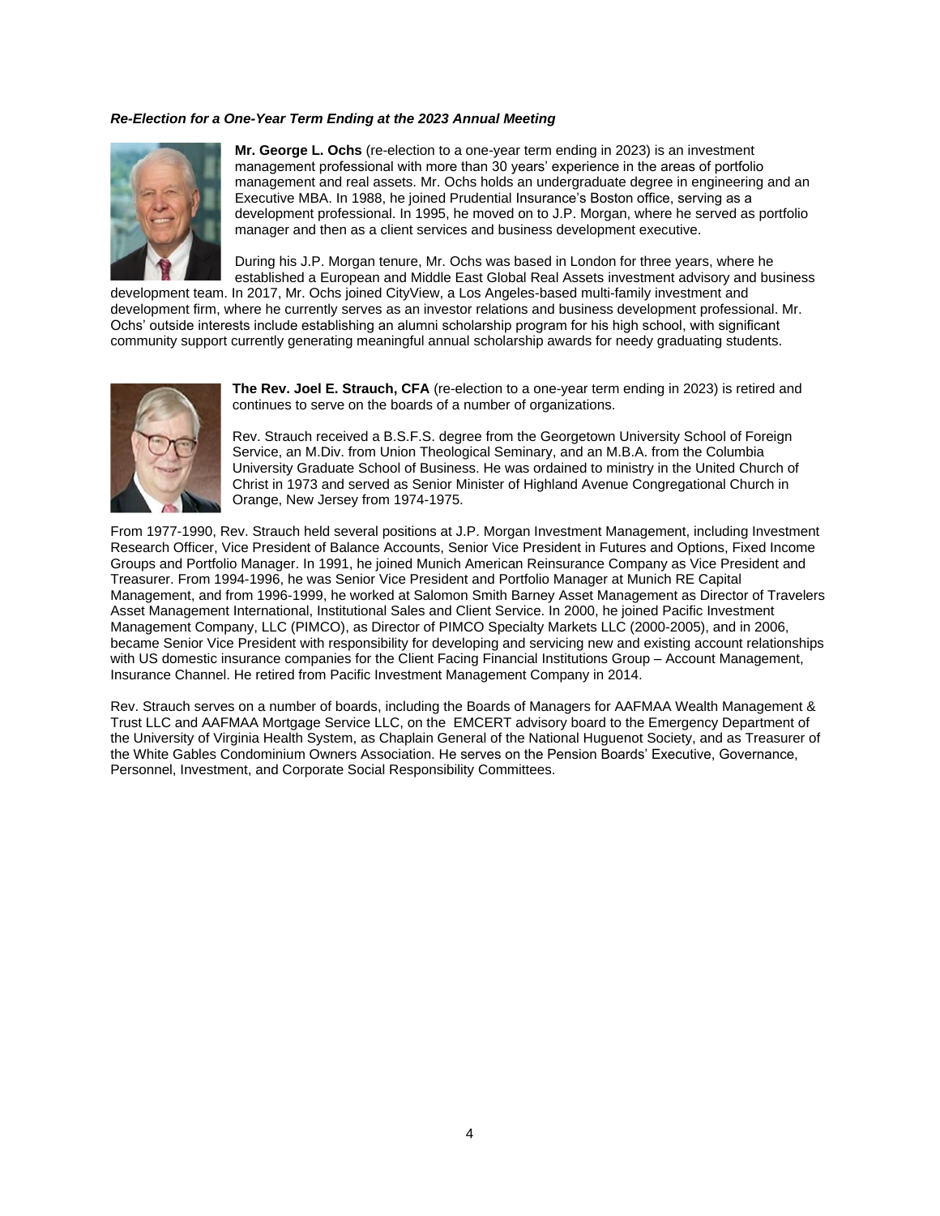***Re-Election for a One-Year Term Ending at the 2023 Annual Meeting***

**Mr. George L. Ochs** (re-election to a one-year term ending in 2023) is an investment management professional with more than 30 years' experience in the areas of portfolio management and real assets. Mr. Ochs holds an undergraduate degree in engineering and an Executive MBA. In 1988, he joined Prudential Insurance's Boston office, serving as a development professional. In 1995, he moved on to J.P. Morgan, where he served as portfolio manager and then as a client services and business development executive.

During his J.P. Morgan tenure, Mr. Ochs was based in London for three years, where he established a European and Middle East Global Real Assets investment advisory and business development team. In 2017, Mr. Ochs joined CityView, a Los Angeles-based multi-family investment and development firm, where he currently serves as an investor relations and business development professional. Mr. Ochs' outside interests include establishing an alumni scholarship program for his high school, with significant community support currently generating meaningful annual scholarship awards for needy graduating students.

**The Rev. Joel E. Strauch, CFA** (re-election to a one-year term ending in 2023) is retired and continues to serve on the boards of a number of organizations.

Rev. Strauch received a B.S.F.S. degree from the Georgetown University School of Foreign Service, an M.Div. from Union Theological Seminary, and an M.B.A. from the Columbia University Graduate School of Business. He was ordained to ministry in the United Church of Christ in 1973 and served as Senior Minister of Highland Avenue Congregational Church in Orange, New Jersey from 1974-1975.

From 1977-1990, Rev. Strauch held several positions at J.P. Morgan Investment Management, including Investment Research Officer, Vice President of Balance Accounts, Senior Vice President in Futures and Options, Fixed Income Groups and Portfolio Manager. In 1991, he joined Munich American Reinsurance Company as Vice President and Treasurer. From 1994-1996, he was Senior Vice President and Portfolio Manager at Munich RE Capital Management, and from 1996-1999, he worked at Salomon Smith Barney Asset Management as Director of Travelers Asset Management International, Institutional Sales and Client Service. In 2000, he joined Pacific Investment Management Company, LLC (PIMCO), as Director of PIMCO Specialty Markets LLC (2000-2005), and in 2006, became Senior Vice President with responsibility for developing and servicing new and existing account relationships with US domestic insurance companies for the Client Facing Financial Institutions Group – Account Management, Insurance Channel. He retired from Pacific Investment Management Company in 2014.

Rev. Strauch serves on a number of boards, including the Boards of Managers for AAFMAA Wealth Management & Trust LLC and AAFMAA Mortgage Service LLC, on the EMCERT advisory board to the Emergency Department of the University of Virginia Health System, as Chaplain General of the National Huguenot Society, and as Treasurer of the White Gables Condominium Owners Association. He serves on the Pension Boards' Executive, Governance, Personnel, Investment, and Corporate Social Responsibility Committees.